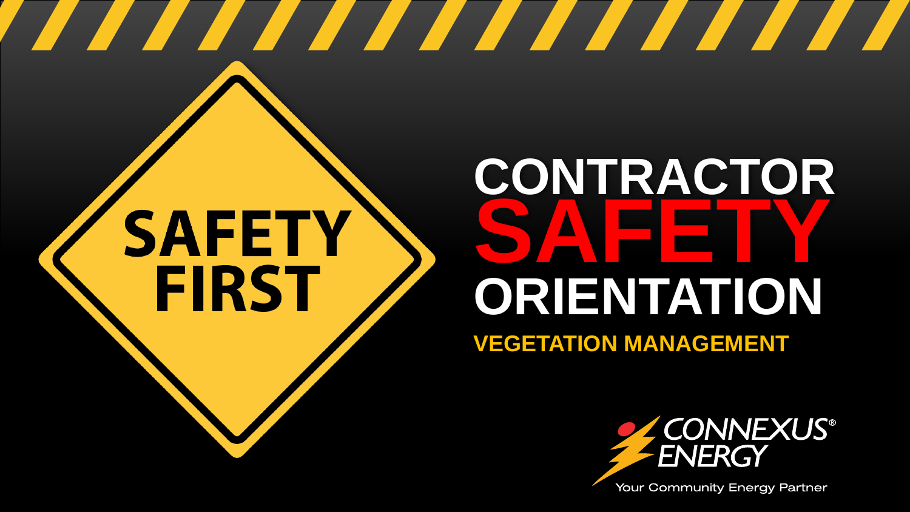SAFETY FIRST

# CONTRACTOR SAFETY ORIENTATION

## VEGETATION MANAGEMENT

CONNEXUS® ENERGY

Your Community Energy Partner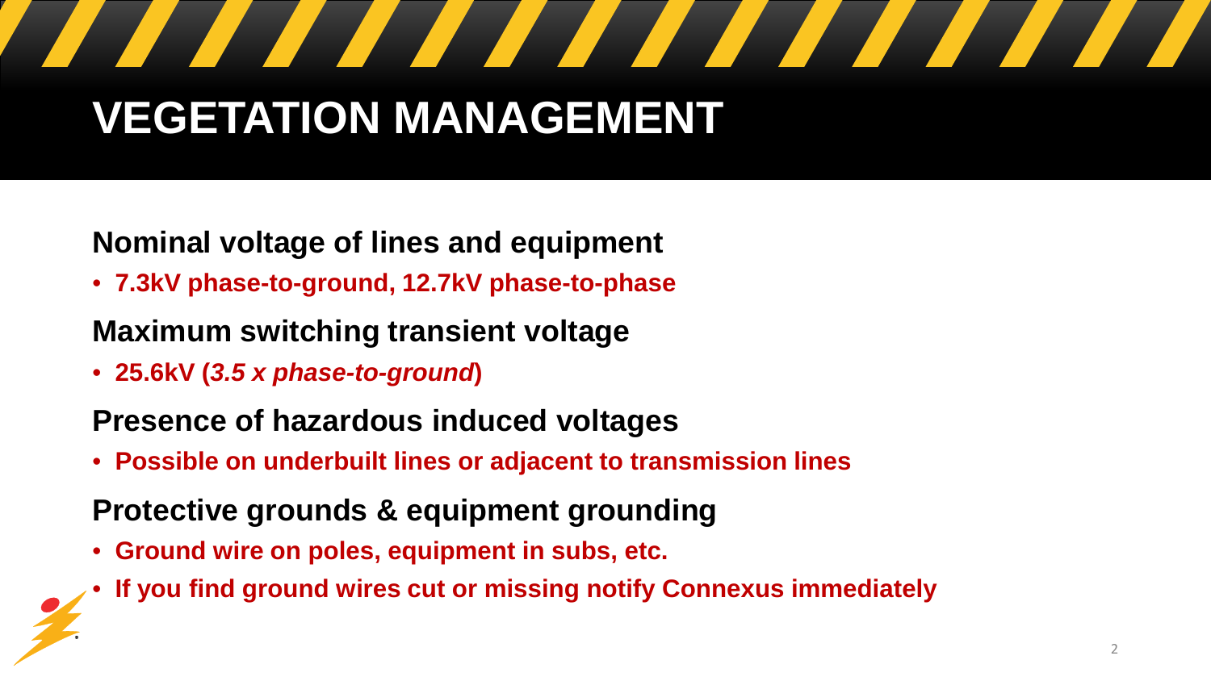# VEGETATION MANAGEMENT

## Nominal voltage of lines and equipment

- **7.3kV phase-to-ground, 12.7kV phase-to-phase**

## Maximum switching transient voltage

- **25.6kV (*3.5 x phase-to-ground*)**

## Presence of hazardous induced voltages

- **Possible on underbuilt lines or adjacent to transmission lines**

## Protective grounds & equipment grounding

- **Ground wire on poles, equipment in subs, etc.**
- **If you find ground wires cut or missing notify Connexus immediately**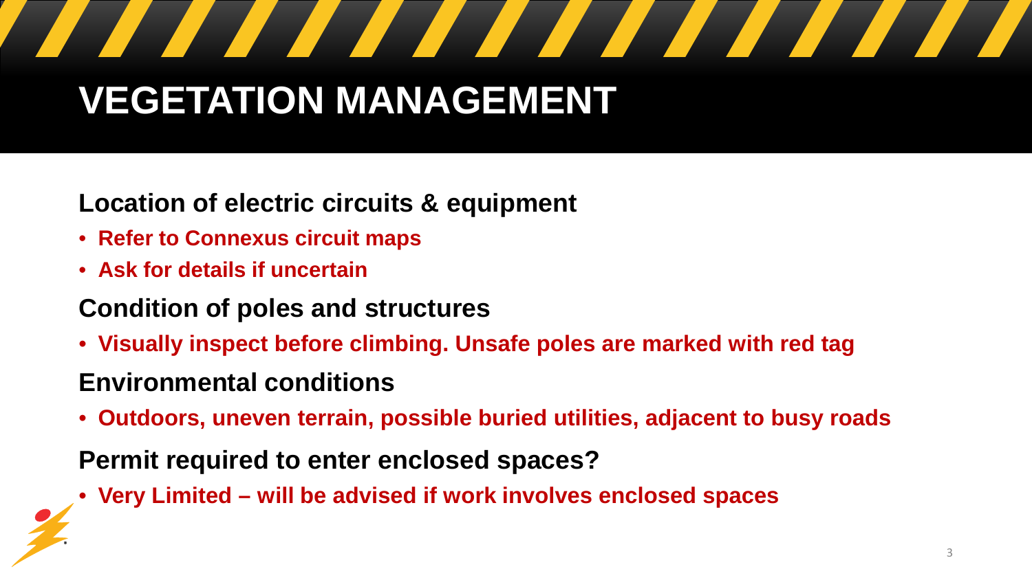# VEGETATION MANAGEMENT

**Location of electric circuits & equipment**

- **Refer to Connexus circuit maps**
- **Ask for details if uncertain**

**Condition of poles and structures**

- **Visually inspect before climbing. Unsafe poles are marked with red tag**

**Environmental conditions**

- **Outdoors, uneven terrain, possible buried utilities, adjacent to busy roads**

**Permit required to enter enclosed spaces?**

- **Very Limited – will be advised if work involves enclosed spaces**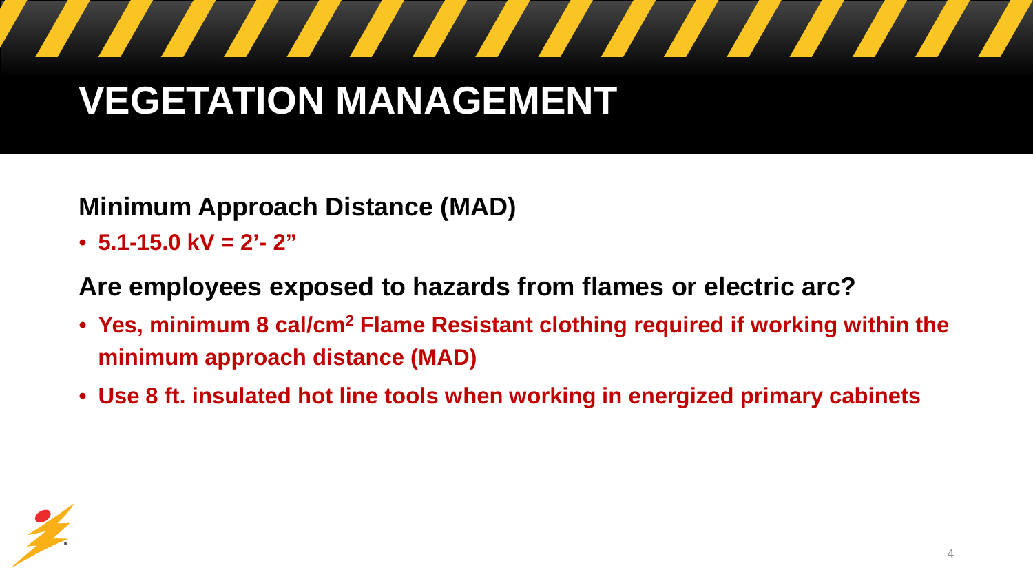# VEGETATION MANAGEMENT

**Minimum Approach Distance (MAD)**

- **5.1-15.0 kV = 2'- 2"**

**Are employees exposed to hazards from flames or electric arc?**

- **Yes, minimum 8 $cal/cm^2$ Flame Resistant clothing required if working within the minimum approach distance (MAD)**
- **Use 8 ft. insulated hot line tools when working in energized primary cabinets**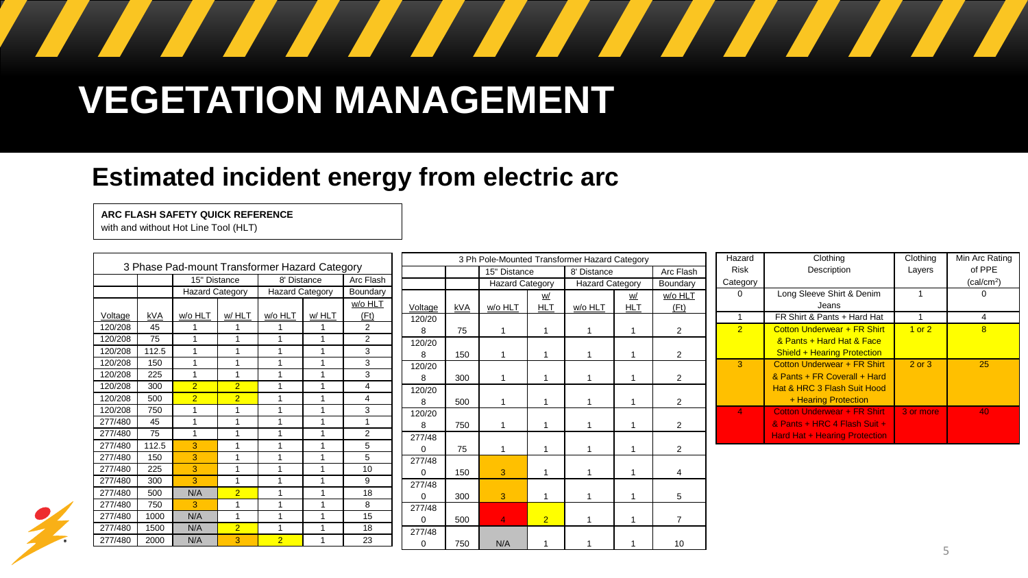# VEGETATION MANAGEMENT

## Estimated incident energy from electric arc

**ARC FLASH SAFETY QUICK REFERENCE**
with and without Hot Line Tool (HLT)

| 3 Phase Pad-mount Transformer Hazard Category | | | | | | |
|---|---|---|---|---|---|---|
| | | 15" Distance | | 8' Distance | | Arc Flash |
| | | Hazard Category | | Hazard Category | | Boundary |
| Voltage | kVA | w/o HLT | w/ HLT | w/o HLT | w/ HLT | w/o HLT (Ft) |
| 120/208 | 45 | 1 | 1 | 1 | 1 | 2 |
| 120/208 | 75 | 1 | 1 | 1 | 1 | 2 |
| 120/208 | 112.5 | 1 | 1 | 1 | 1 | 3 |
| 120/208 | 150 | 1 | 1 | 1 | 1 | 3 |
| 120/208 | 225 | 1 | 1 | 1 | 1 | 3 |
| 120/208 | 300 | 2 | 2 | 1 | 1 | 4 |
| 120/208 | 500 | 2 | 2 | 1 | 1 | 4 |
| 120/208 | 750 | 1 | 1 | 1 | 1 | 3 |
| 277/480 | 45 | 1 | 1 | 1 | 1 | 1 |
| 277/480 | 75 | 1 | 1 | 1 | 1 | 2 |
| 277/480 | 112.5 | 3 | 1 | 1 | 1 | 5 |
| 277/480 | 150 | 3 | 1 | 1 | 1 | 5 |
| 277/480 | 225 | 3 | 1 | 1 | 1 | 10 |
| 277/480 | 300 | 3 | 1 | 1 | 1 | 9 |
| 277/480 | 500 | N/A | 2 | 1 | 1 | 18 |
| 277/480 | 750 | 3 | 1 | 1 | 1 | 8 |
| 277/480 | 1000 | N/A | 1 | 1 | 1 | 15 |
| 277/480 | 1500 | N/A | 2 | 1 | 1 | 18 |
| 277/480 | 2000 | N/A | 3 | 2 | 1 | 23 |

| 3 Ph Pole-Mounted Transformer Hazard Category | | | | | | |
|---|---|---|---|---|---|---|
| | | 15" Distance | | 8' Distance | | Arc Flash |
| | | Hazard Category | | Hazard Category | | Boundary |
| Voltage | kVA | w/o HLT | w/ HLT | w/o HLT | w/ HLT | w/o HLT (Ft) |
| 120/208 | 75 | 1 | 1 | 1 | 1 | 2 |
| 120/208 | 150 | 1 | 1 | 1 | 1 | 2 |
| 120/208 | 300 | 1 | 1 | 1 | 1 | 2 |
| 120/208 | 500 | 1 | 1 | 1 | 1 | 2 |
| 120/208 | 750 | 1 | 1 | 1 | 1 | 2 |
| 277/480 | 75 | 1 | 1 | 1 | 1 | 2 |
| 277/480 | 150 | 3 | 1 | 1 | 1 | 4 |
| 277/480 | 300 | 3 | 1 | 1 | 1 | 5 |
| 277/480 | 500 | 4 | 2 | 1 | 1 | 7 |
| 277/480 | 750 | N/A | 1 | 1 | 1 | 10 |

| Hazard Risk Category | Clothing Description | Clothing Layers | Min Arc Rating of PPE (cal/cm$^2$) |
|---|---|---|---|
| 0 | Long Sleeve Shirt & Denim Jeans | 1 | 0 |
| 1 | FR Shirt & Pants + Hard Hat | 1 | 4 |
| 2 | Cotton Underwear + FR Shirt & Pants + Hard Hat & Face Shield + Hearing Protection | 1 or 2 | 8 |
| 3 | Cotton Underwear + FR Shirt & Pants + FR Coverall + Hard Hat & HRC 3 Flash Suit Hood + Hearing Protection | 2 or 3 | 25 |
| 4 | Cotton Underwear + FR Shirt & Pants + HRC 4 Flash Suit + Hard Hat + Hearing Protection | 3 or more | 40 |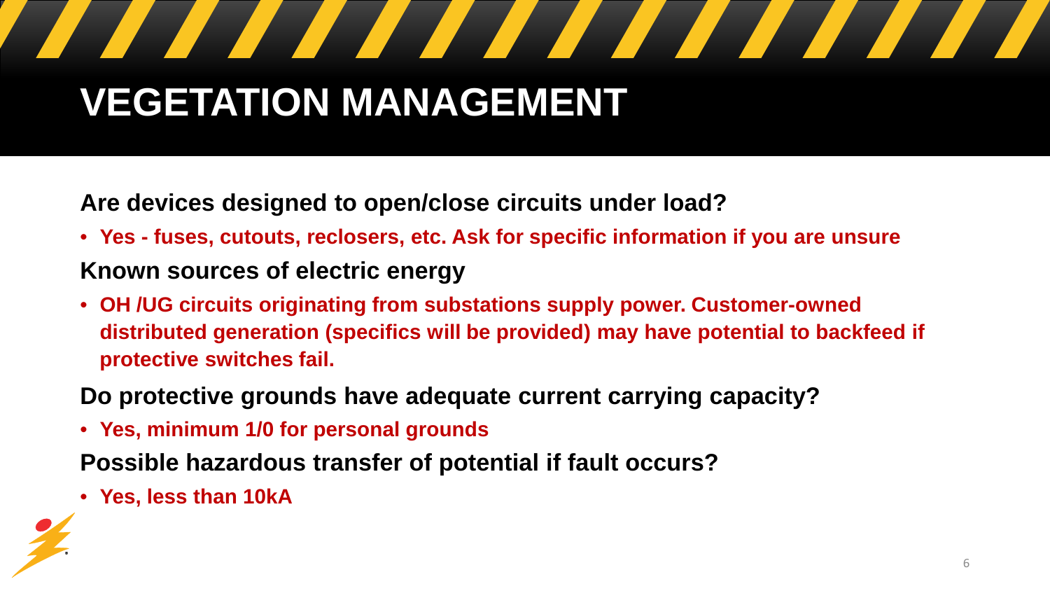# VEGETATION MANAGEMENT

**Are devices designed to open/close circuits under load?**

- **Yes - fuses, cutouts, reclosers, etc. Ask for specific information if you are unsure**

**Known sources of electric energy**

- **OH /UG circuits originating from substations supply power. Customer-owned distributed generation (specifics will be provided) may have potential to backfeed if protective switches fail.**

**Do protective grounds have adequate current carrying capacity?**

- **Yes, minimum 1/0 for personal grounds**

**Possible hazardous transfer of potential if fault occurs?**

- **Yes, less than 10kA**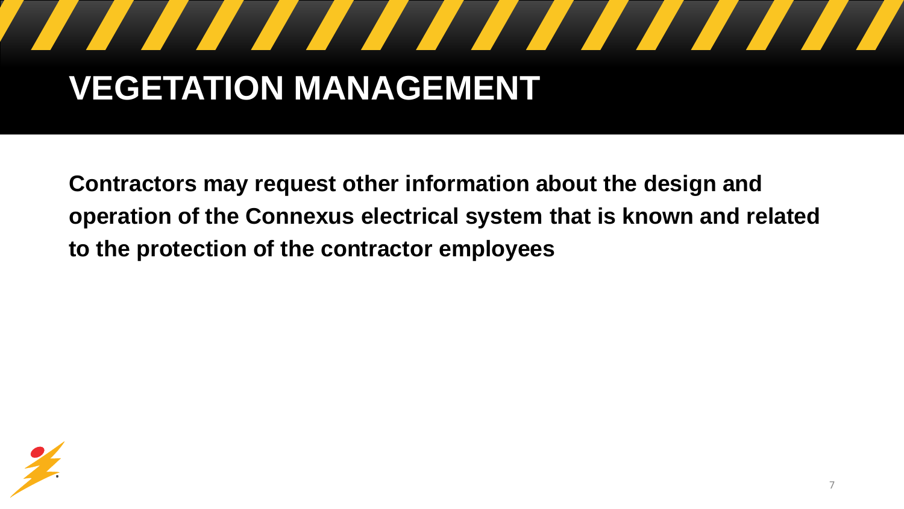# VEGETATION MANAGEMENT

**Contractors may request other information about the design and operation of the Connexus electrical system that is known and related to the protection of the contractor employees**